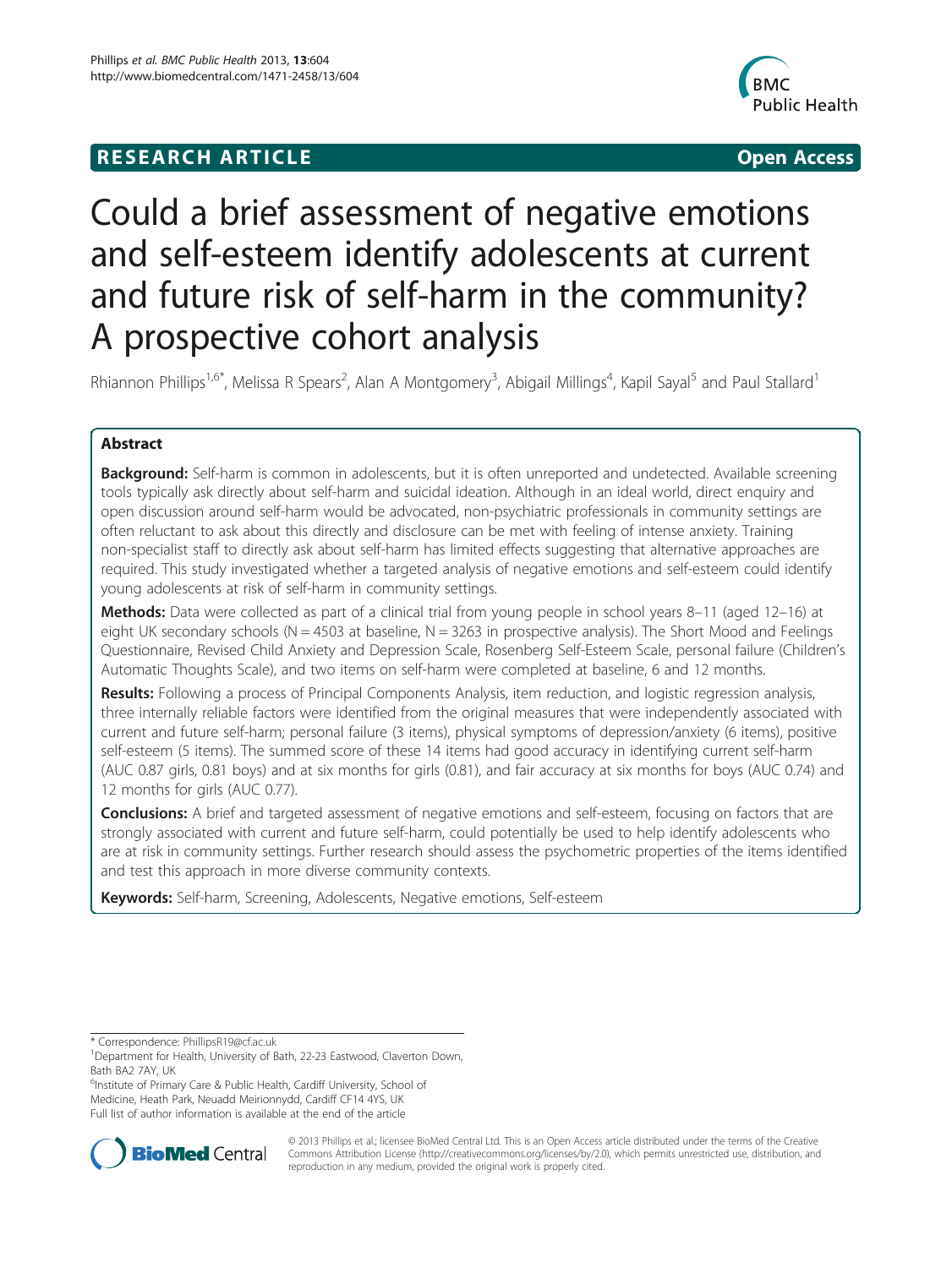**RESEARCH ARTICLE** **Open Access**

# Could a brief assessment of negative emotions and self-esteem identify adolescents at current and future risk of self-harm in the community? A prospective cohort analysis

Rhiannon Phillips[1,6*], Melissa R Spears[2], Alan A Montgomery[3], Abigail Millings[4], Kapil Sayal[5] and Paul Stallard[1]

## Abstract

**Background:** Self-harm is common in adolescents, but it is often unreported and undetected. Available screening tools typically ask directly about self-harm and suicidal ideation. Although in an ideal world, direct enquiry and open discussion around self-harm would be advocated, non-psychiatric professionals in community settings are often reluctant to ask about this directly and disclosure can be met with feeling of intense anxiety. Training non-specialist staff to directly ask about self-harm has limited effects suggesting that alternative approaches are required. This study investigated whether a targeted analysis of negative emotions and self-esteem could identify young adolescents at risk of self-harm in community settings.

**Methods:** Data were collected as part of a clinical trial from young people in school years 8–11 (aged 12–16) at eight UK secondary schools (N = 4503 at baseline, N = 3263 in prospective analysis). The Short Mood and Feelings Questionnaire, Revised Child Anxiety and Depression Scale, Rosenberg Self-Esteem Scale, personal failure (Children's Automatic Thoughts Scale), and two items on self-harm were completed at baseline, 6 and 12 months.

**Results:** Following a process of Principal Components Analysis, item reduction, and logistic regression analysis, three internally reliable factors were identified from the original measures that were independently associated with current and future self-harm; personal failure (3 items), physical symptoms of depression/anxiety (6 items), positive self-esteem (5 items). The summed score of these 14 items had good accuracy in identifying current self-harm (AUC 0.87 girls, 0.81 boys) and at six months for girls (0.81), and fair accuracy at six months for boys (AUC 0.74) and 12 months for girls (AUC 0.77).

**Conclusions:** A brief and targeted assessment of negative emotions and self-esteem, focusing on factors that are strongly associated with current and future self-harm, could potentially be used to help identify adolescents who are at risk in community settings. Further research should assess the psychometric properties of the items identified and test this approach in more diverse community contexts.

**Keywords:** Self-harm, Screening, Adolescents, Negative emotions, Self-esteem

---

* Correspondence: PhillipsR19@cf.ac.uk
[1]Department for Health, University of Bath, 22-23 Eastwood, Claverton Down, Bath BA2 7AY, UK
[6]Institute of Primary Care & Public Health, Cardiff University, School of Medicine, Heath Park, Neuadd Meirionnydd, Cardiff CF14 4YS, UK
Full list of author information is available at the end of the article

© 2013 Phillips et al.; licensee BioMed Central Ltd. This is an Open Access article distributed under the terms of the Creative Commons Attribution License (http://creativecommons.org/licenses/by/2.0), which permits unrestricted use, distribution, and reproduction in any medium, provided the original work is properly cited.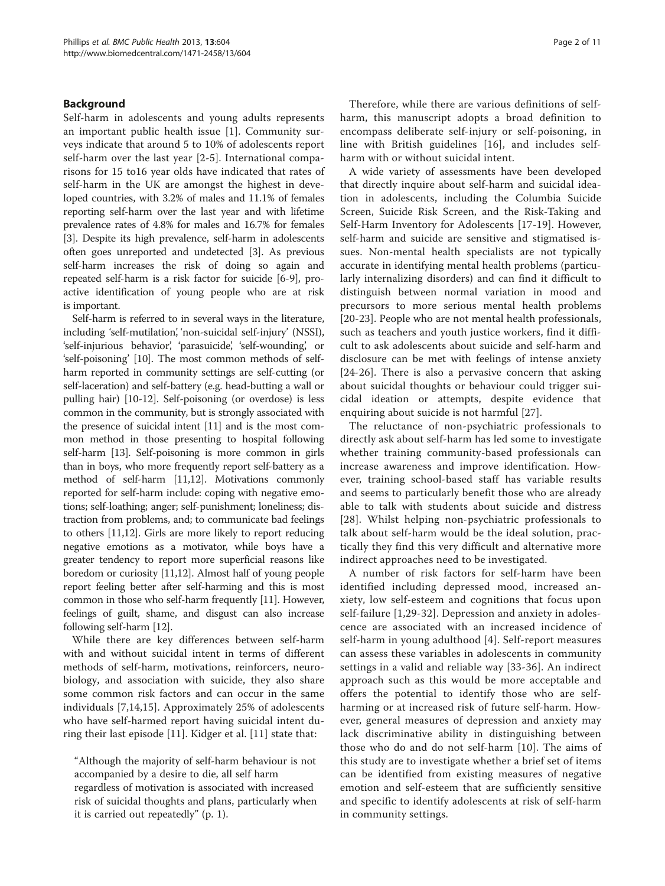## Background

Self-harm in adolescents and young adults represents an important public health issue [1]. Community surveys indicate that around 5 to 10% of adolescents report self-harm over the last year [2-5]. International comparisons for 15 to16 year olds have indicated that rates of self-harm in the UK are amongst the highest in developed countries, with 3.2% of males and 11.1% of females reporting self-harm over the last year and with lifetime prevalence rates of 4.8% for males and 16.7% for females [3]. Despite its high prevalence, self-harm in adolescents often goes unreported and undetected [3]. As previous self-harm increases the risk of doing so again and repeated self-harm is a risk factor for suicide [6-9], proactive identification of young people who are at risk is important.

Self-harm is referred to in several ways in the literature, including 'self-mutilation', 'non-suicidal self-injury' (NSSI), 'self-injurious behavior', 'parasuicide', 'self-wounding', or 'self-poisoning' [10]. The most common methods of self-harm reported in community settings are self-cutting (or self-laceration) and self-battery (e.g. head-butting a wall or pulling hair) [10-12]. Self-poisoning (or overdose) is less common in the community, but is strongly associated with the presence of suicidal intent [11] and is the most common method in those presenting to hospital following self-harm [13]. Self-poisoning is more common in girls than in boys, who more frequently report self-battery as a method of self-harm [11,12]. Motivations commonly reported for self-harm include: coping with negative emotions; self-loathing; anger; self-punishment; loneliness; distraction from problems, and; to communicate bad feelings to others [11,12]. Girls are more likely to report reducing negative emotions as a motivator, while boys have a greater tendency to report more superficial reasons like boredom or curiosity [11,12]. Almost half of young people report feeling better after self-harming and this is most common in those who self-harm frequently [11]. However, feelings of guilt, shame, and disgust can also increase following self-harm [12].

While there are key differences between self-harm with and without suicidal intent in terms of different methods of self-harm, motivations, reinforcers, neurobiology, and association with suicide, they also share some common risk factors and can occur in the same individuals [7,14,15]. Approximately 25% of adolescents who have self-harmed report having suicidal intent during their last episode [11]. Kidger et al. [11] state that:

> "Although the majority of self-harm behaviour is not accompanied by a desire to die, all self harm regardless of motivation is associated with increased risk of suicidal thoughts and plans, particularly when it is carried out repeatedly" (p. 1).

Therefore, while there are various definitions of self-harm, this manuscript adopts a broad definition to encompass deliberate self-injury or self-poisoning, in line with British guidelines [16], and includes self-harm with or without suicidal intent.

A wide variety of assessments have been developed that directly inquire about self-harm and suicidal ideation in adolescents, including the Columbia Suicide Screen, Suicide Risk Screen, and the Risk-Taking and Self-Harm Inventory for Adolescents [17-19]. However, self-harm and suicide are sensitive and stigmatised issues. Non-mental health specialists are not typically accurate in identifying mental health problems (particularly internalizing disorders) and can find it difficult to distinguish between normal variation in mood and precursors to more serious mental health problems [20-23]. People who are not mental health professionals, such as teachers and youth justice workers, find it difficult to ask adolescents about suicide and self-harm and disclosure can be met with feelings of intense anxiety [24-26]. There is also a pervasive concern that asking about suicidal thoughts or behaviour could trigger suicidal ideation or attempts, despite evidence that enquiring about suicide is not harmful [27].

The reluctance of non-psychiatric professionals to directly ask about self-harm has led some to investigate whether training community-based professionals can increase awareness and improve identification. However, training school-based staff has variable results and seems to particularly benefit those who are already able to talk with students about suicide and distress [28]. Whilst helping non-psychiatric professionals to talk about self-harm would be the ideal solution, practically they find this very difficult and alternative more indirect approaches need to be investigated.

A number of risk factors for self-harm have been identified including depressed mood, increased anxiety, low self-esteem and cognitions that focus upon self-failure [1,29-32]. Depression and anxiety in adolescence are associated with an increased incidence of self-harm in young adulthood [4]. Self-report measures can assess these variables in adolescents in community settings in a valid and reliable way [33-36]. An indirect approach such as this would be more acceptable and offers the potential to identify those who are self-harming or at increased risk of future self-harm. However, general measures of depression and anxiety may lack discriminative ability in distinguishing between those who do and do not self-harm [10]. The aims of this study are to investigate whether a brief set of items can be identified from existing measures of negative emotion and self-esteem that are sufficiently sensitive and specific to identify adolescents at risk of self-harm in community settings.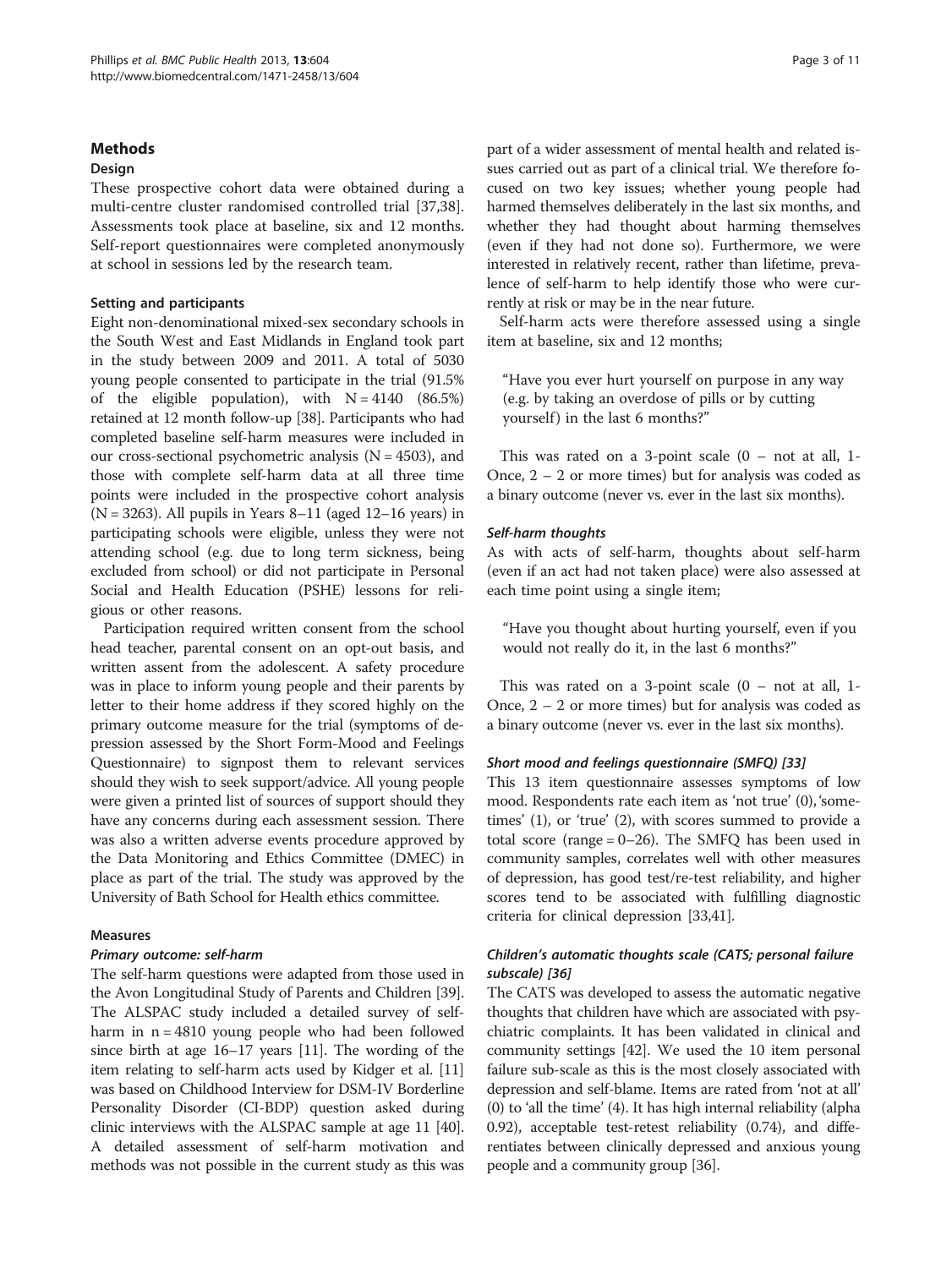## Methods

### Design

These prospective cohort data were obtained during a multi-centre cluster randomised controlled trial [37,38]. Assessments took place at baseline, six and 12 months. Self-report questionnaires were completed anonymously at school in sessions led by the research team.

### Setting and participants

Eight non-denominational mixed-sex secondary schools in the South West and East Midlands in England took part in the study between 2009 and 2011. A total of 5030 young people consented to participate in the trial (91.5% of the eligible population), with N = 4140 (86.5%) retained at 12 month follow-up [38]. Participants who had completed baseline self-harm measures were included in our cross-sectional psychometric analysis (N = 4503), and those with complete self-harm data at all three time points were included in the prospective cohort analysis (N = 3263). All pupils in Years 8–11 (aged 12–16 years) in participating schools were eligible, unless they were not attending school (e.g. due to long term sickness, being excluded from school) or did not participate in Personal Social and Health Education (PSHE) lessons for religious or other reasons.

Participation required written consent from the school head teacher, parental consent on an opt-out basis, and written assent from the adolescent. A safety procedure was in place to inform young people and their parents by letter to their home address if they scored highly on the primary outcome measure for the trial (symptoms of depression assessed by the Short Form-Mood and Feelings Questionnaire) to signpost them to relevant services should they wish to seek support/advice. All young people were given a printed list of sources of support should they have any concerns during each assessment session. There was also a written adverse events procedure approved by the Data Monitoring and Ethics Committee (DMEC) in place as part of the trial. The study was approved by the University of Bath School for Health ethics committee.

### Measures

#### *Primary outcome: self-harm*

The self-harm questions were adapted from those used in the Avon Longitudinal Study of Parents and Children [39]. The ALSPAC study included a detailed survey of self-harm in n = 4810 young people who had been followed since birth at age 16–17 years [11]. The wording of the item relating to self-harm acts used by Kidger et al. [11] was based on Childhood Interview for DSM-IV Borderline Personality Disorder (CI-BDP) question asked during clinic interviews with the ALSPAC sample at age 11 [40]. A detailed assessment of self-harm motivation and methods was not possible in the current study as this was part of a wider assessment of mental health and related issues carried out as part of a clinical trial. We therefore focused on two key issues; whether young people had harmed themselves deliberately in the last six months, and whether they had thought about harming themselves (even if they had not done so). Furthermore, we were interested in relatively recent, rather than lifetime, prevalence of self-harm to help identify those who were currently at risk or may be in the near future.

Self-harm acts were therefore assessed using a single item at baseline, six and 12 months;

> "Have you ever hurt yourself on purpose in any way (e.g. by taking an overdose of pills or by cutting yourself) in the last 6 months?"

This was rated on a 3-point scale (0 – not at all, 1- Once, 2 – 2 or more times) but for analysis was coded as a binary outcome (never vs. ever in the last six months).

#### *Self-harm thoughts*

As with acts of self-harm, thoughts about self-harm (even if an act had not taken place) were also assessed at each time point using a single item;

> "Have you thought about hurting yourself, even if you would not really do it, in the last 6 months?"

This was rated on a 3-point scale (0 – not at all, 1- Once, 2 – 2 or more times) but for analysis was coded as a binary outcome (never vs. ever in the last six months).

#### *Short mood and feelings questionnaire (SMFQ) [33]*

This 13 item questionnaire assesses symptoms of low mood. Respondents rate each item as 'not true' (0), 'sometimes' (1), or 'true' (2), with scores summed to provide a total score (range = 0–26). The SMFQ has been used in community samples, correlates well with other measures of depression, has good test/re-test reliability, and higher scores tend to be associated with fulfilling diagnostic criteria for clinical depression [33,41].

#### *Children's automatic thoughts scale (CATS; personal failure subscale) [36]*

The CATS was developed to assess the automatic negative thoughts that children have which are associated with psychiatric complaints. It has been validated in clinical and community settings [42]. We used the 10 item personal failure sub-scale as this is the most closely associated with depression and self-blame. Items are rated from 'not at all' (0) to 'all the time' (4). It has high internal reliability (alpha 0.92), acceptable test-retest reliability (0.74), and differentiates between clinically depressed and anxious young people and a community group [36].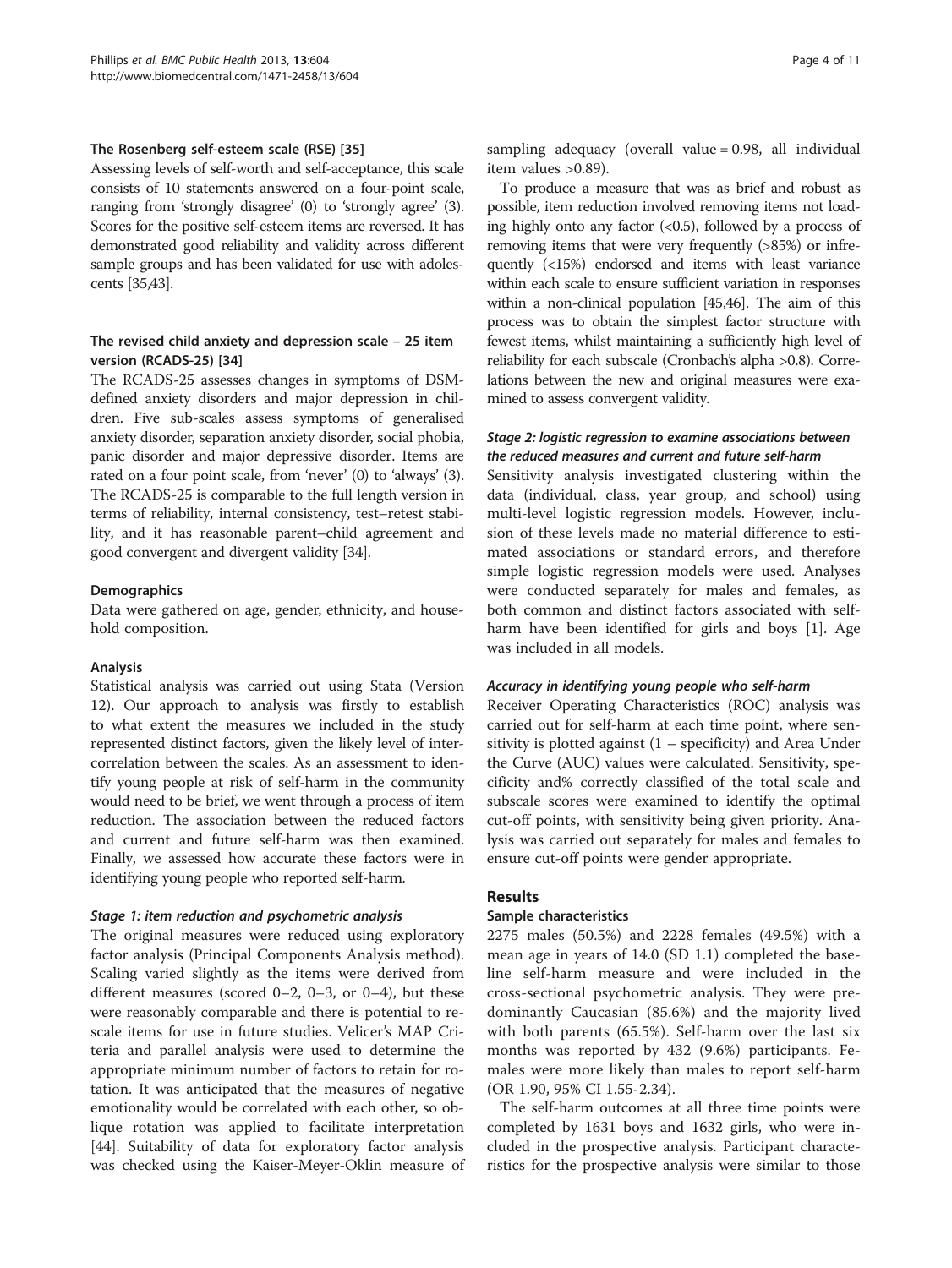#### The Rosenberg self-esteem scale (RSE) [35]

Assessing levels of self-worth and self-acceptance, this scale consists of 10 statements answered on a four-point scale, ranging from 'strongly disagree' (0) to 'strongly agree' (3). Scores for the positive self-esteem items are reversed. It has demonstrated good reliability and validity across different sample groups and has been validated for use with adolescents [35,43].

#### The revised child anxiety and depression scale – 25 item version (RCADS-25) [34]

The RCADS-25 assesses changes in symptoms of DSM-defined anxiety disorders and major depression in children. Five sub-scales assess symptoms of generalised anxiety disorder, separation anxiety disorder, social phobia, panic disorder and major depressive disorder. Items are rated on a four point scale, from 'never' (0) to 'always' (3). The RCADS-25 is comparable to the full length version in terms of reliability, internal consistency, test–retest stability, and it has reasonable parent–child agreement and good convergent and divergent validity [34].

#### Demographics

Data were gathered on age, gender, ethnicity, and household composition.

### Analysis

Statistical analysis was carried out using Stata (Version 12). Our approach to analysis was firstly to establish to what extent the measures we included in the study represented distinct factors, given the likely level of intercorrelation between the scales. As an assessment to identify young people at risk of self-harm in the community would need to be brief, we went through a process of item reduction. The association between the reduced factors and current and future self-harm was then examined. Finally, we assessed how accurate these factors were in identifying young people who reported self-harm.

#### *Stage 1: item reduction and psychometric analysis*

The original measures were reduced using exploratory factor analysis (Principal Components Analysis method). Scaling varied slightly as the items were derived from different measures (scored 0–2, 0–3, or 0–4), but these were reasonably comparable and there is potential to rescale items for use in future studies. Velicer's MAP Criteria and parallel analysis were used to determine the appropriate minimum number of factors to retain for rotation. It was anticipated that the measures of negative emotionality would be correlated with each other, so oblique rotation was applied to facilitate interpretation [44]. Suitability of data for exploratory factor analysis was checked using the Kaiser-Meyer-Oklin measure of sampling adequacy (overall value = 0.98, all individual item values >0.89).

To produce a measure that was as brief and robust as possible, item reduction involved removing items not loading highly onto any factor (<0.5), followed by a process of removing items that were very frequently (>85%) or infrequently (<15%) endorsed and items with least variance within each scale to ensure sufficient variation in responses within a non-clinical population [45,46]. The aim of this process was to obtain the simplest factor structure with fewest items, whilst maintaining a sufficiently high level of reliability for each subscale (Cronbach's alpha >0.8). Correlations between the new and original measures were examined to assess convergent validity.

#### *Stage 2: logistic regression to examine associations between the reduced measures and current and future self-harm*

Sensitivity analysis investigated clustering within the data (individual, class, year group, and school) using multi-level logistic regression models. However, inclusion of these levels made no material difference to estimated associations or standard errors, and therefore simple logistic regression models were used. Analyses were conducted separately for males and females, as both common and distinct factors associated with self-harm have been identified for girls and boys [1]. Age was included in all models.

#### *Accuracy in identifying young people who self-harm*

Receiver Operating Characteristics (ROC) analysis was carried out for self-harm at each time point, where sensitivity is plotted against (1 – specificity) and Area Under the Curve (AUC) values were calculated. Sensitivity, specificity and% correctly classified of the total scale and subscale scores were examined to identify the optimal cut-off points, with sensitivity being given priority. Analysis was carried out separately for males and females to ensure cut-off points were gender appropriate.

## Results

### Sample characteristics

2275 males (50.5%) and 2228 females (49.5%) with a mean age in years of 14.0 (SD 1.1) completed the baseline self-harm measure and were included in the cross-sectional psychometric analysis. They were predominantly Caucasian (85.6%) and the majority lived with both parents (65.5%). Self-harm over the last six months was reported by 432 (9.6%) participants. Females were more likely than males to report self-harm (OR 1.90, 95% CI 1.55-2.34).

The self-harm outcomes at all three time points were completed by 1631 boys and 1632 girls, who were included in the prospective analysis. Participant characteristics for the prospective analysis were similar to those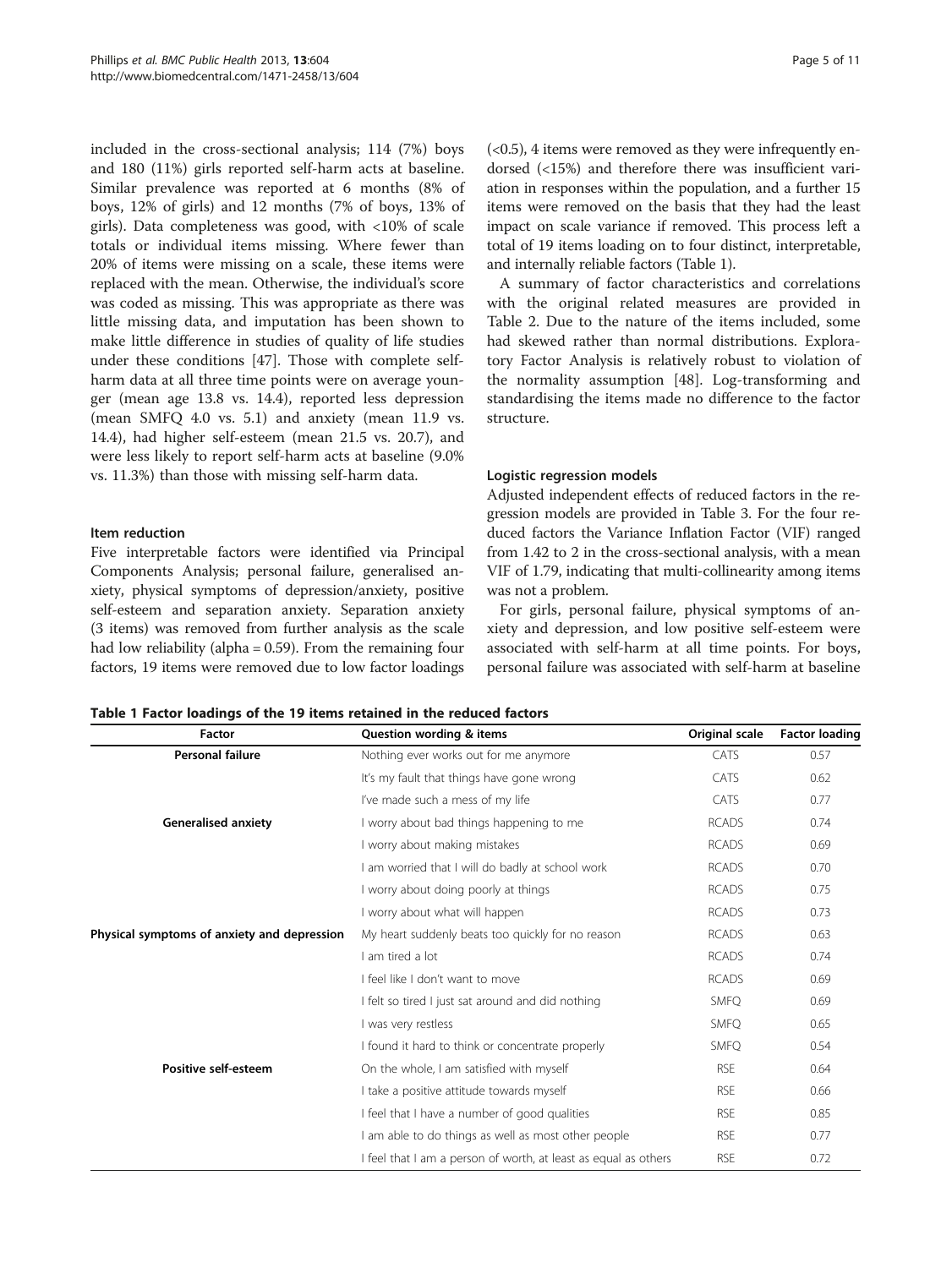included in the cross-sectional analysis; 114 (7%) boys and 180 (11%) girls reported self-harm acts at baseline. Similar prevalence was reported at 6 months (8% of boys, 12% of girls) and 12 months (7% of boys, 13% of girls). Data completeness was good, with <10% of scale totals or individual items missing. Where fewer than 20% of items were missing on a scale, these items were replaced with the mean. Otherwise, the individual's score was coded as missing. This was appropriate as there was little missing data, and imputation has been shown to make little difference in studies of quality of life studies under these conditions [47]. Those with complete self-harm data at all three time points were on average younger (mean age 13.8 vs. 14.4), reported less depression (mean SMFQ 4.0 vs. 5.1) and anxiety (mean 11.9 vs. 14.4), had higher self-esteem (mean 21.5 vs. 20.7), and were less likely to report self-harm acts at baseline (9.0% vs. 11.3%) than those with missing self-harm data.

### Item reduction

Five interpretable factors were identified via Principal Components Analysis; personal failure, generalised anxiety, physical symptoms of depression/anxiety, positive self-esteem and separation anxiety. Separation anxiety (3 items) was removed from further analysis as the scale had low reliability (alpha = 0.59). From the remaining four factors, 19 items were removed due to low factor loadings (<0.5), 4 items were removed as they were infrequently endorsed (<15%) and therefore there was insufficient variation in responses within the population, and a further 15 items were removed on the basis that they had the least impact on scale variance if removed. This process left a total of 19 items loading on to four distinct, interpretable, and internally reliable factors (Table 1).

A summary of factor characteristics and correlations with the original related measures are provided in Table 2. Due to the nature of the items included, some had skewed rather than normal distributions. Exploratory Factor Analysis is relatively robust to violation of the normality assumption [48]. Log-transforming and standardising the items made no difference to the factor structure.

### Logistic regression models

Adjusted independent effects of reduced factors in the regression models are provided in Table 3. For the four reduced factors the Variance Inflation Factor (VIF) ranged from 1.42 to 2 in the cross-sectional analysis, with a mean VIF of 1.79, indicating that multi-collinearity among items was not a problem.

For girls, personal failure, physical symptoms of anxiety and depression, and low positive self-esteem were associated with self-harm at all time points. For boys, personal failure was associated with self-harm at baseline

**Table 1 Factor loadings of the 19 items retained in the reduced factors**

| Factor | Question wording & items | Original scale | Factor loading |
|---|---|---|---|
| **Personal failure** | Nothing ever works out for me anymore | CATS | 0.57 |
| | It's my fault that things have gone wrong | CATS | 0.62 |
| | I've made such a mess of my life | CATS | 0.77 |
| **Generalised anxiety** | I worry about bad things happening to me | RCADS | 0.74 |
| | I worry about making mistakes | RCADS | 0.69 |
| | I am worried that I will do badly at school work | RCADS | 0.70 |
| | I worry about doing poorly at things | RCADS | 0.75 |
| | I worry about what will happen | RCADS | 0.73 |
| **Physical symptoms of anxiety and depression** | My heart suddenly beats too quickly for no reason | RCADS | 0.63 |
| | I am tired a lot | RCADS | 0.74 |
| | I feel like I don't want to move | RCADS | 0.69 |
| | I felt so tired I just sat around and did nothing | SMFQ | 0.69 |
| | I was very restless | SMFQ | 0.65 |
| | I found it hard to think or concentrate properly | SMFQ | 0.54 |
| **Positive self-esteem** | On the whole, I am satisfied with myself | RSE | 0.64 |
| | I take a positive attitude towards myself | RSE | 0.66 |
| | I feel that I have a number of good qualities | RSE | 0.85 |
| | I am able to do things as well as most other people | RSE | 0.77 |
| | I feel that I am a person of worth, at least as equal as others | RSE | 0.72 |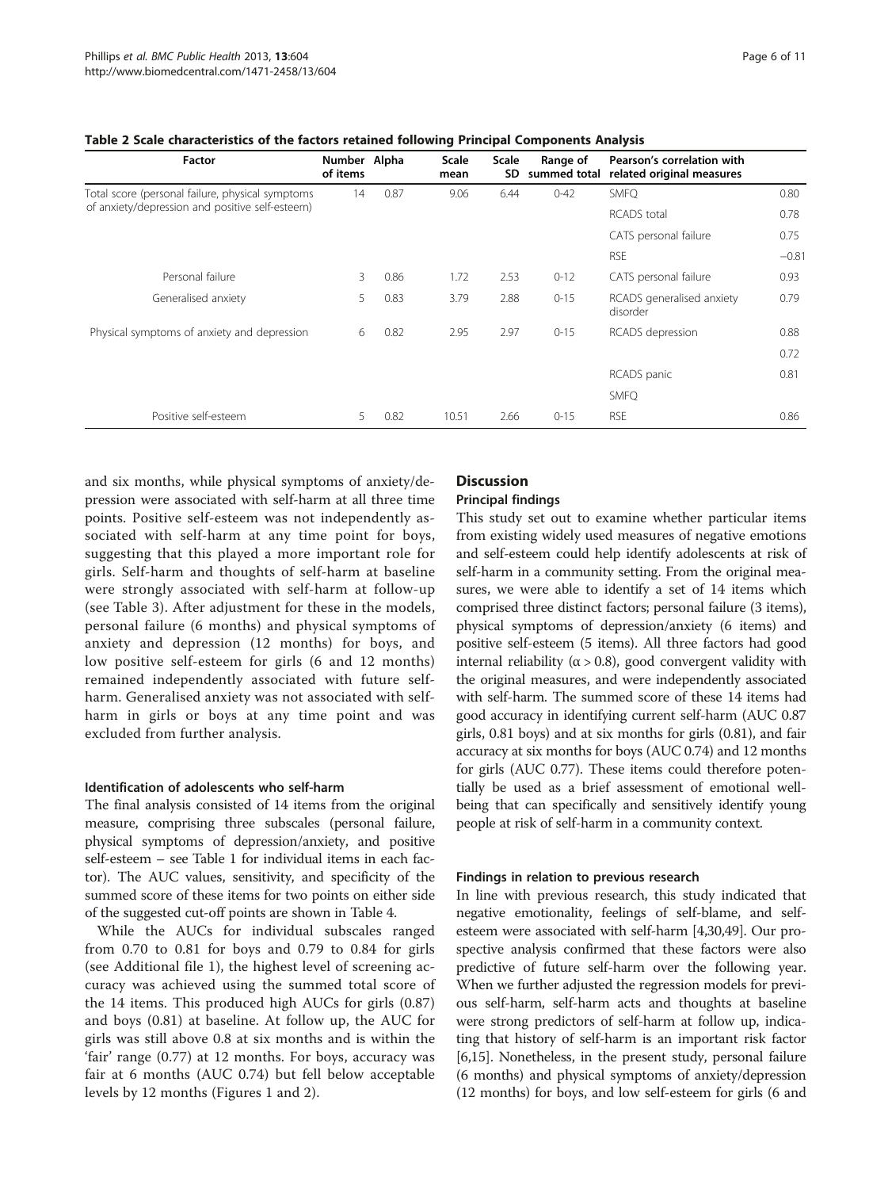**Table 2 Scale characteristics of the factors retained following Principal Components Analysis**

| Factor | Number of items | Alpha | Scale mean | Scale SD | Range of summed total | Pearson's correlation with related original measures | |
|---|---|---|---|---|---|---|---|
| Total score (personal failure, physical symptoms of anxiety/depression and positive self-esteem) | 14 | 0.87 | 9.06 | 6.44 | 0-42 | SMFQ | 0.80 |
| | | | | | | RCADS total | 0.78 |
| | | | | | | CATS personal failure | 0.75 |
| | | | | | | RSE | −0.81 |
| Personal failure | 3 | 0.86 | 1.72 | 2.53 | 0-12 | CATS personal failure | 0.93 |
| Generalised anxiety | 5 | 0.83 | 3.79 | 2.88 | 0-15 | RCADS generalised anxiety disorder | 0.79 |
| Physical symptoms of anxiety and depression | 6 | 0.82 | 2.95 | 2.97 | 0-15 | RCADS depression | 0.88 |
| | | | | | | | 0.72 |
| | | | | | | RCADS panic | 0.81 |
| | | | | | | SMFQ | |
| Positive self-esteem | 5 | 0.82 | 10.51 | 2.66 | 0-15 | RSE | 0.86 |

and six months, while physical symptoms of anxiety/depression were associated with self-harm at all three time points. Positive self-esteem was not independently associated with self-harm at any time point for boys, suggesting that this played a more important role for girls. Self-harm and thoughts of self-harm at baseline were strongly associated with self-harm at follow-up (see Table 3). After adjustment for these in the models, personal failure (6 months) and physical symptoms of anxiety and depression (12 months) for boys, and low positive self-esteem for girls (6 and 12 months) remained independently associated with future self-harm. Generalised anxiety was not associated with self-harm in girls or boys at any time point and was excluded from further analysis.

### Identification of adolescents who self-harm

The final analysis consisted of 14 items from the original measure, comprising three subscales (personal failure, physical symptoms of depression/anxiety, and positive self-esteem – see Table 1 for individual items in each factor). The AUC values, sensitivity, and specificity of the summed score of these items for two points on either side of the suggested cut-off points are shown in Table 4.

While the AUCs for individual subscales ranged from 0.70 to 0.81 for boys and 0.79 to 0.84 for girls (see Additional file 1), the highest level of screening accuracy was achieved using the summed total score of the 14 items. This produced high AUCs for girls (0.87) and boys (0.81) at baseline. At follow up, the AUC for girls was still above 0.8 at six months and is within the 'fair' range (0.77) at 12 months. For boys, accuracy was fair at 6 months (AUC 0.74) but fell below acceptable levels by 12 months (Figures 1 and 2).

## Discussion

### Principal findings

This study set out to examine whether particular items from existing widely used measures of negative emotions and self-esteem could help identify adolescents at risk of self-harm in a community setting. From the original measures, we were able to identify a set of 14 items which comprised three distinct factors; personal failure (3 items), physical symptoms of depression/anxiety (6 items) and positive self-esteem (5 items). All three factors had good internal reliability ($\alpha > 0.8$), good convergent validity with the original measures, and were independently associated with self-harm. The summed score of these 14 items had good accuracy in identifying current self-harm (AUC 0.87 girls, 0.81 boys) and at six months for girls (0.81), and fair accuracy at six months for boys (AUC 0.74) and 12 months for girls (AUC 0.77). These items could therefore potentially be used as a brief assessment of emotional well-being that can specifically and sensitively identify young people at risk of self-harm in a community context.

### Findings in relation to previous research

In line with previous research, this study indicated that negative emotionality, feelings of self-blame, and self-esteem were associated with self-harm [4,30,49]. Our prospective analysis confirmed that these factors were also predictive of future self-harm over the following year. When we further adjusted the regression models for previous self-harm, self-harm acts and thoughts at baseline were strong predictors of self-harm at follow up, indicating that history of self-harm is an important risk factor [6,15]. Nonetheless, in the present study, personal failure (6 months) and physical symptoms of anxiety/depression (12 months) for boys, and low self-esteem for girls (6 and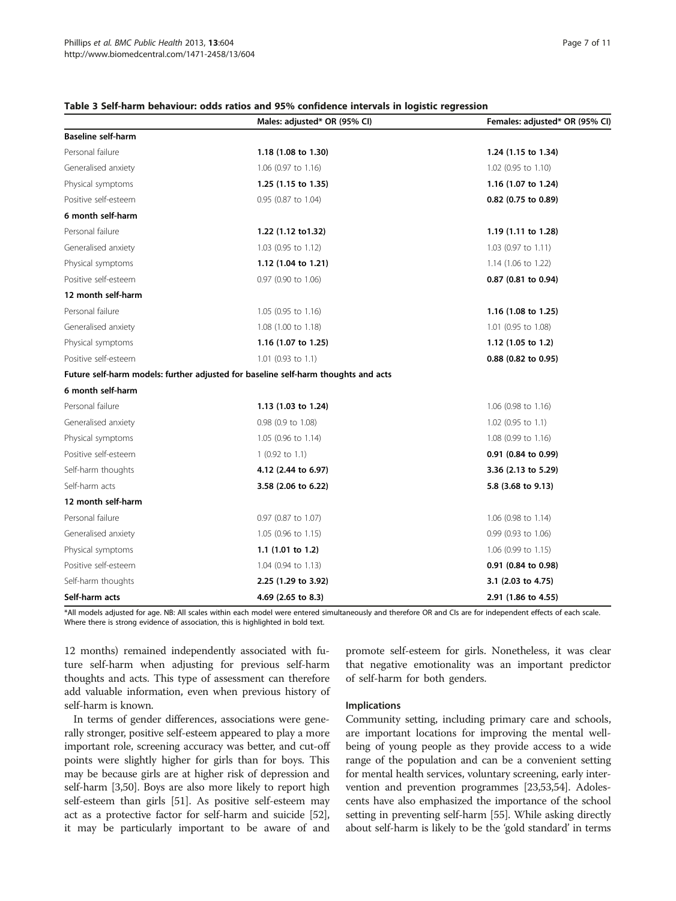**Table 3 Self-harm behaviour: odds ratios and 95% confidence intervals in logistic regression**

| | Males: adjusted* OR (95% CI) | Females: adjusted* OR (95% CI) |
|---|---|---|
| **Baseline self-harm** | | |
| Personal failure | **1.18 (1.08 to 1.30)** | **1.24 (1.15 to 1.34)** |
| Generalised anxiety | 1.06 (0.97 to 1.16) | 1.02 (0.95 to 1.10) |
| Physical symptoms | **1.25 (1.15 to 1.35)** | **1.16 (1.07 to 1.24)** |
| Positive self-esteem | 0.95 (0.87 to 1.04) | **0.82 (0.75 to 0.89)** |
| **6 month self-harm** | | |
| Personal failure | **1.22 (1.12 to1.32)** | **1.19 (1.11 to 1.28)** |
| Generalised anxiety | 1.03 (0.95 to 1.12) | 1.03 (0.97 to 1.11) |
| Physical symptoms | **1.12 (1.04 to 1.21)** | 1.14 (1.06 to 1.22) |
| Positive self-esteem | 0.97 (0.90 to 1.06) | **0.87 (0.81 to 0.94)** |
| **12 month self-harm** | | |
| Personal failure | 1.05 (0.95 to 1.16) | **1.16 (1.08 to 1.25)** |
| Generalised anxiety | 1.08 (1.00 to 1.18) | 1.01 (0.95 to 1.08) |
| Physical symptoms | **1.16 (1.07 to 1.25)** | **1.12 (1.05 to 1.2)** |
| Positive self-esteem | 1.01 (0.93 to 1.1) | **0.88 (0.82 to 0.95)** |
| **Future self-harm models: further adjusted for baseline self-harm thoughts and acts** | | |
| **6 month self-harm** | | |
| Personal failure | **1.13 (1.03 to 1.24)** | 1.06 (0.98 to 1.16) |
| Generalised anxiety | 0.98 (0.9 to 1.08) | 1.02 (0.95 to 1.1) |
| Physical symptoms | 1.05 (0.96 to 1.14) | 1.08 (0.99 to 1.16) |
| Positive self-esteem | 1 (0.92 to 1.1) | **0.91 (0.84 to 0.99)** |
| Self-harm thoughts | **4.12 (2.44 to 6.97)** | **3.36 (2.13 to 5.29)** |
| Self-harm acts | **3.58 (2.06 to 6.22)** | **5.8 (3.68 to 9.13)** |
| **12 month self-harm** | | |
| Personal failure | 0.97 (0.87 to 1.07) | 1.06 (0.98 to 1.14) |
| Generalised anxiety | 1.05 (0.96 to 1.15) | 0.99 (0.93 to 1.06) |
| Physical symptoms | **1.1 (1.01 to 1.2)** | 1.06 (0.99 to 1.15) |
| Positive self-esteem | 1.04 (0.94 to 1.13) | **0.91 (0.84 to 0.98)** |
| Self-harm thoughts | **2.25 (1.29 to 3.92)** | **3.1 (2.03 to 4.75)** |
| **Self-harm acts** | **4.69 (2.65 to 8.3)** | **2.91 (1.86 to 4.55)** |

*All models adjusted for age. NB: All scales within each model were entered simultaneously and therefore OR and CIs are for independent effects of each scale. Where there is strong evidence of association, this is highlighted in bold text.

12 months) remained independently associated with future self-harm when adjusting for previous self-harm thoughts and acts. This type of assessment can therefore add valuable information, even when previous history of self-harm is known.

In terms of gender differences, associations were generally stronger, positive self-esteem appeared to play a more important role, screening accuracy was better, and cut-off points were slightly higher for girls than for boys. This may be because girls are at higher risk of depression and self-harm [3,50]. Boys are also more likely to report high self-esteem than girls [51]. As positive self-esteem may act as a protective factor for self-harm and suicide [52], it may be particularly important to be aware of and promote self-esteem for girls. Nonetheless, it was clear that negative emotionality was an important predictor of self-harm for both genders.

### Implications

Community setting, including primary care and schools, are important locations for improving the mental wellbeing of young people as they provide access to a wide range of the population and can be a convenient setting for mental health services, voluntary screening, early intervention and prevention programmes [23,53,54]. Adolescents have also emphasized the importance of the school setting in preventing self-harm [55]. While asking directly about self-harm is likely to be the 'gold standard' in terms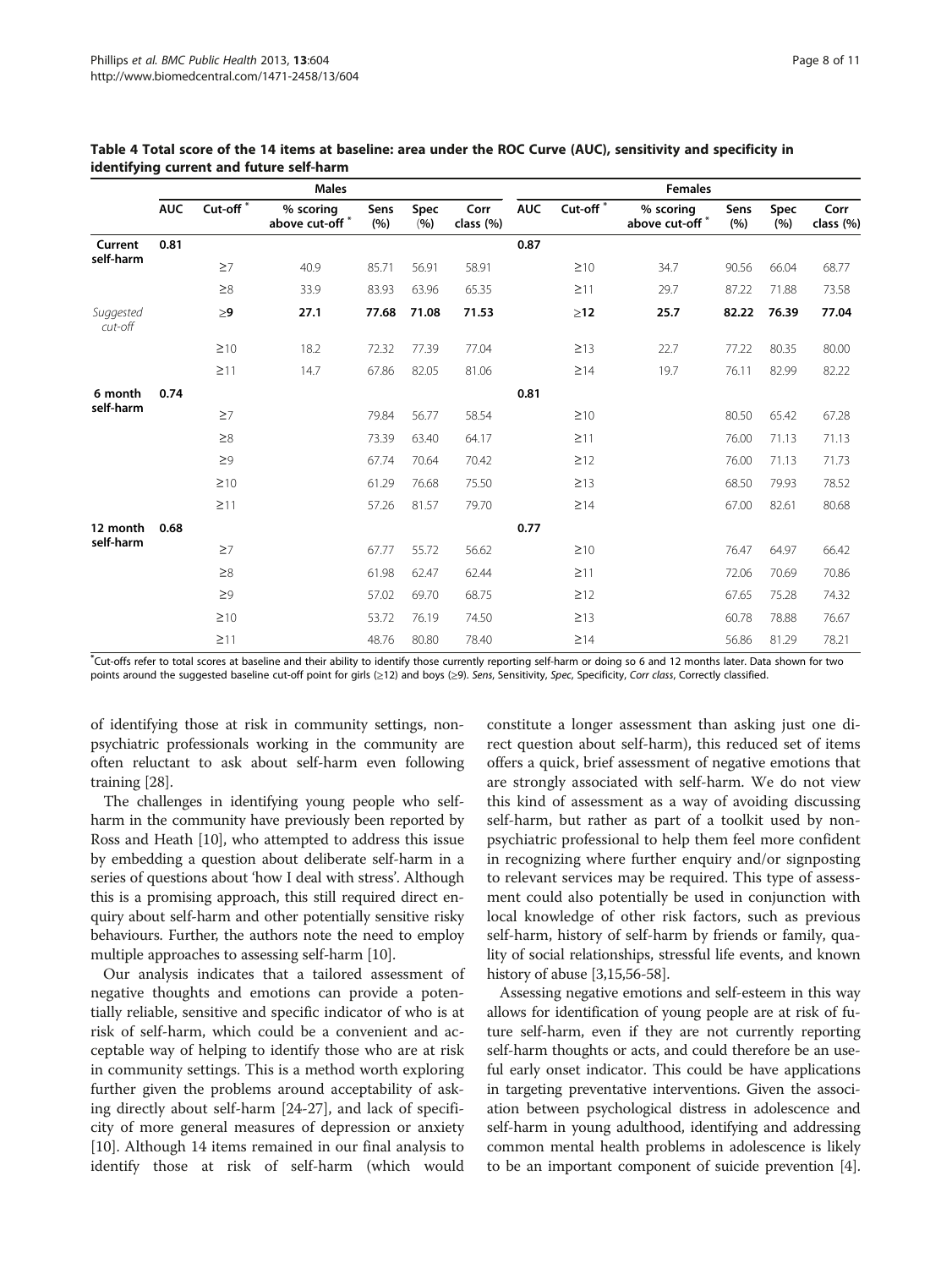**Table 4 Total score of the 14 items at baseline: area under the ROC Curve (AUC), sensitivity and specificity in identifying current and future self-harm**

| | Males | | | | | | Females | | | | | |
|---|---|---|---|---|---|---|---|---|---|---|---|---|
| | AUC | Cut-off * | % scoring above cut-off * | Sens (%) | Spec (%) | Corr class (%) | AUC | Cut-off * | % scoring above cut-off * | Sens (%) | Spec (%) | Corr class (%) |
| **Current self-harm** | **0.81** | | | | | | **0.87** | | | | | |
| | | ≥7 | 40.9 | 85.71 | 56.91 | 58.91 | | ≥10 | 34.7 | 90.56 | 66.04 | 68.77 |
| | | ≥8 | 33.9 | 83.93 | 63.96 | 65.35 | | ≥11 | 29.7 | 87.22 | 71.88 | 73.58 |
| *Suggested cut-off* | | **≥9** | **27.1** | **77.68** | **71.08** | **71.53** | | **≥12** | **25.7** | **82.22** | **76.39** | **77.04** |
| | | ≥10 | 18.2 | 72.32 | 77.39 | 77.04 | | ≥13 | 22.7 | 77.22 | 80.35 | 80.00 |
| | | ≥11 | 14.7 | 67.86 | 82.05 | 81.06 | | ≥14 | 19.7 | 76.11 | 82.99 | 82.22 |
| **6 month self-harm** | **0.74** | | | | | | **0.81** | | | | | |
| | | ≥7 | | 79.84 | 56.77 | 58.54 | | ≥10 | | 80.50 | 65.42 | 67.28 |
| | | ≥8 | | 73.39 | 63.40 | 64.17 | | ≥11 | | 76.00 | 71.13 | 71.13 |
| | | ≥9 | | 67.74 | 70.64 | 70.42 | | ≥12 | | 76.00 | 71.13 | 71.73 |
| | | ≥10 | | 61.29 | 76.68 | 75.50 | | ≥13 | | 68.50 | 79.93 | 78.52 |
| | | ≥11 | | 57.26 | 81.57 | 79.70 | | ≥14 | | 67.00 | 82.61 | 80.68 |
| **12 month self-harm** | **0.68** | | | | | | **0.77** | | | | | |
| | | ≥7 | | 67.77 | 55.72 | 56.62 | | ≥10 | | 76.47 | 64.97 | 66.42 |
| | | ≥8 | | 61.98 | 62.47 | 62.44 | | ≥11 | | 72.06 | 70.69 | 70.86 |
| | | ≥9 | | 57.02 | 69.70 | 68.75 | | ≥12 | | 67.65 | 75.28 | 74.32 |
| | | ≥10 | | 53.72 | 76.19 | 74.50 | | ≥13 | | 60.78 | 78.88 | 76.67 |
| | | ≥11 | | 48.76 | 80.80 | 78.40 | | ≥14 | | 56.86 | 81.29 | 78.21 |

*Cut-offs refer to total scores at baseline and their ability to identify those currently reporting self-harm or doing so 6 and 12 months later. Data shown for two points around the suggested baseline cut-off point for girls (≥12) and boys (≥9). *Sens*, Sensitivity, *Spec*, Specificity, *Corr class*, Correctly classified.

of identifying those at risk in community settings, non-psychiatric professionals working in the community are often reluctant to ask about self-harm even following training [28].

The challenges in identifying young people who self-harm in the community have previously been reported by Ross and Heath [10], who attempted to address this issue by embedding a question about deliberate self-harm in a series of questions about 'how I deal with stress'. Although this is a promising approach, this still required direct enquiry about self-harm and other potentially sensitive risky behaviours. Further, the authors note the need to employ multiple approaches to assessing self-harm [10].

Our analysis indicates that a tailored assessment of negative thoughts and emotions can provide a potentially reliable, sensitive and specific indicator of who is at risk of self-harm, which could be a convenient and acceptable way of helping to identify those who are at risk in community settings. This is a method worth exploring further given the problems around acceptability of asking directly about self-harm [24-27], and lack of specificity of more general measures of depression or anxiety [10]. Although 14 items remained in our final analysis to identify those at risk of self-harm (which would constitute a longer assessment than asking just one direct question about self-harm), this reduced set of items offers a quick, brief assessment of negative emotions that are strongly associated with self-harm. We do not view this kind of assessment as a way of avoiding discussing self-harm, but rather as part of a toolkit used by non-psychiatric professional to help them feel more confident in recognizing where further enquiry and/or signposting to relevant services may be required. This type of assessment could also potentially be used in conjunction with local knowledge of other risk factors, such as previous self-harm, history of self-harm by friends or family, quality of social relationships, stressful life events, and known history of abuse [3,15,56-58].

Assessing negative emotions and self-esteem in this way allows for identification of young people are at risk of future self-harm, even if they are not currently reporting self-harm thoughts or acts, and could therefore be an useful early onset indicator. This could be have applications in targeting preventative interventions. Given the association between psychological distress in adolescence and self-harm in young adulthood, identifying and addressing common mental health problems in adolescence is likely to be an important component of suicide prevention [4].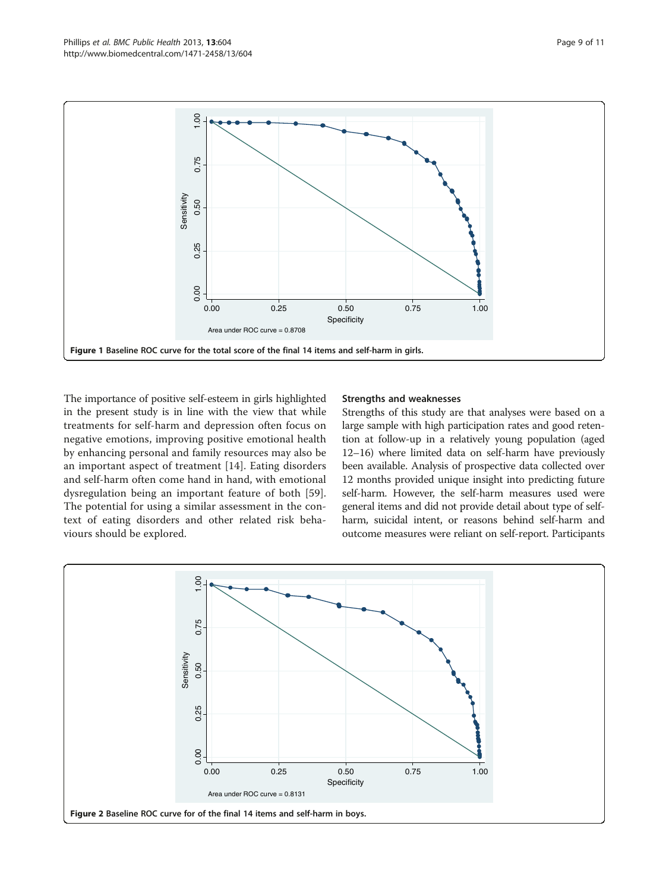Figure 1 Baseline ROC curve for the total score of the final 14 items and self-harm in girls.

The importance of positive self-esteem in girls highlighted in the present study is in line with the view that while treatments for self-harm and depression often focus on negative emotions, improving positive emotional health by enhancing personal and family resources may also be an important aspect of treatment [14]. Eating disorders and self-harm often come hand in hand, with emotional dysregulation being an important feature of both [59]. The potential for using a similar assessment in the context of eating disorders and other related risk behaviours should be explored.

### Strengths and weaknesses

Strengths of this study are that analyses were based on a large sample with high participation rates and good retention at follow-up in a relatively young population (aged 12–16) where limited data on self-harm have previously been available. Analysis of prospective data collected over 12 months provided unique insight into predicting future self-harm. However, the self-harm measures used were general items and did not provide detail about type of self-harm, suicidal intent, or reasons behind self-harm and outcome measures were reliant on self-report. Participants

Figure 2 Baseline ROC curve for of the final 14 items and self-harm in boys.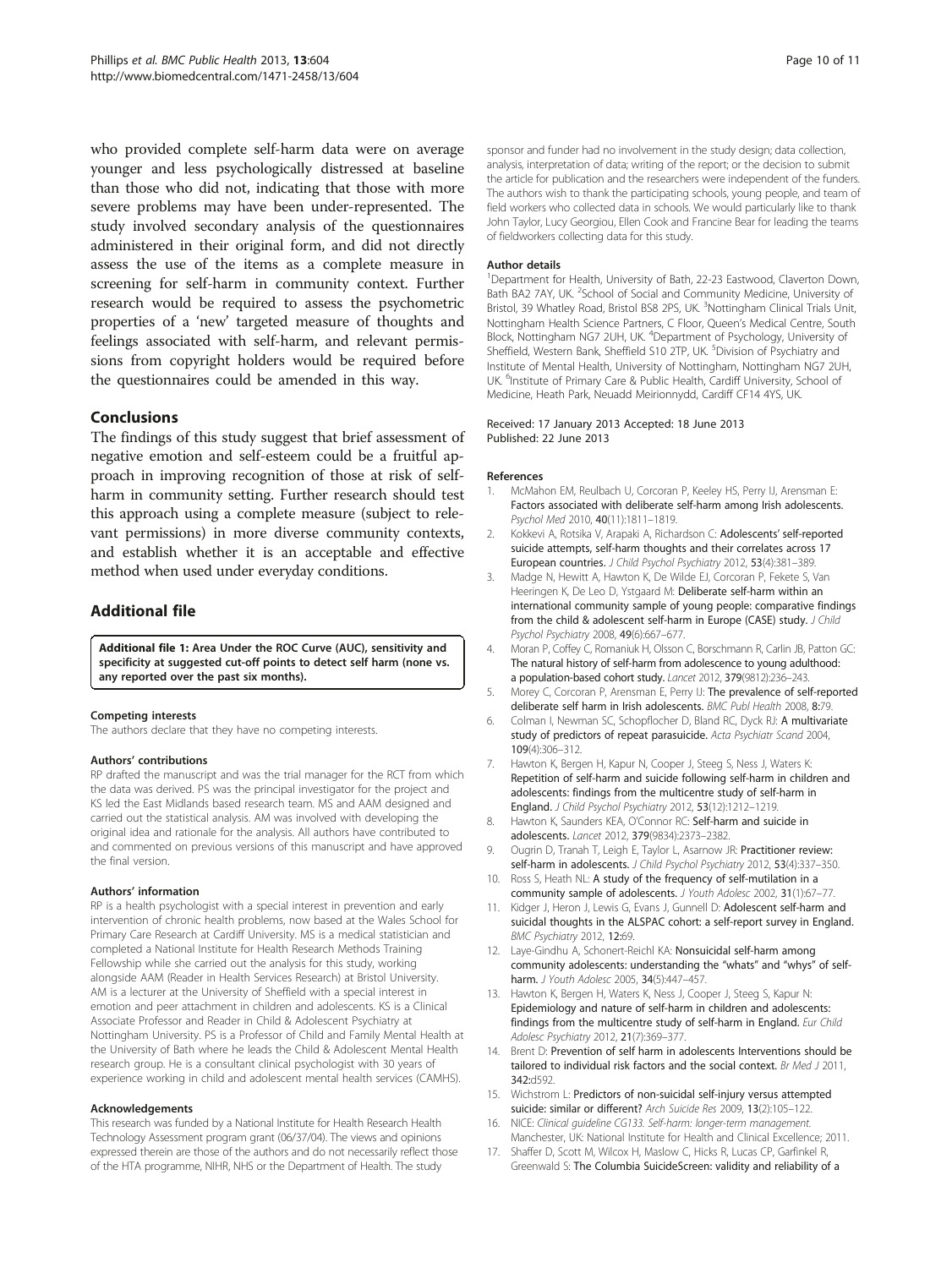who provided complete self-harm data were on average younger and less psychologically distressed at baseline than those who did not, indicating that those with more severe problems may have been under-represented. The study involved secondary analysis of the questionnaires administered in their original form, and did not directly assess the use of the items as a complete measure in screening for self-harm in community context. Further research would be required to assess the psychometric properties of a 'new' targeted measure of thoughts and feelings associated with self-harm, and relevant permissions from copyright holders would be required before the questionnaires could be amended in this way.

## Conclusions

The findings of this study suggest that brief assessment of negative emotion and self-esteem could be a fruitful approach in improving recognition of those at risk of self-harm in community setting. Further research should test this approach using a complete measure (subject to relevant permissions) in more diverse community contexts, and establish whether it is an acceptable and effective method when used under everyday conditions.

## Additional file

**Additional file 1: Area Under the ROC Curve (AUC), sensitivity and specificity at suggested cut-off points to detect self harm (none vs. any reported over the past six months).**

#### Competing interests

The authors declare that they have no competing interests.

#### Authors' contributions

RP drafted the manuscript and was the trial manager for the RCT from which the data was derived. PS was the principal investigator for the project and KS led the East Midlands based research team. MS and AAM designed and carried out the statistical analysis. AM was involved with developing the original idea and rationale for the analysis. All authors have contributed to and commented on previous versions of this manuscript and have approved the final version.

#### Authors' information

RP is a health psychologist with a special interest in prevention and early intervention of chronic health problems, now based at the Wales School for Primary Care Research at Cardiff University. MS is a medical statistician and completed a National Institute for Health Research Methods Training Fellowship while she carried out the analysis for this study, working alongside AAM (Reader in Health Services Research) at Bristol University. AM is a lecturer at the University of Sheffield with a special interest in emotion and peer attachment in children and adolescents. KS is a Clinical Associate Professor and Reader in Child & Adolescent Psychiatry at Nottingham University. PS is a Professor of Child and Family Mental Health at the University of Bath where he leads the Child & Adolescent Mental Health research group. He is a consultant clinical psychologist with 30 years of experience working in child and adolescent mental health services (CAMHS).

#### Acknowledgements

This research was funded by a National Institute for Health Research Health Technology Assessment program grant (06/37/04). The views and opinions expressed therein are those of the authors and do not necessarily reflect those of the HTA programme, NIHR, NHS or the Department of Health. The study sponsor and funder had no involvement in the study design; data collection, analysis, interpretation of data; writing of the report; or the decision to submit the article for publication and the researchers were independent of the funders. The authors wish to thank the participating schools, young people, and team of field workers who collected data in schools. We would particularly like to thank John Taylor, Lucy Georgiou, Ellen Cook and Francine Bear for leading the teams of fieldworkers collecting data for this study.

#### Author details

[1]Department for Health, University of Bath, 22-23 Eastwood, Claverton Down, Bath BA2 7AY, UK. [2]School of Social and Community Medicine, University of Bristol, 39 Whatley Road, Bristol BS8 2PS, UK. [3]Nottingham Clinical Trials Unit, Nottingham Health Science Partners, C Floor, Queen's Medical Centre, South Block, Nottingham NG7 2UH, UK. [4]Department of Psychology, University of Sheffield, Western Bank, Sheffield S10 2TP, UK. [5]Division of Psychiatry and Institute of Mental Health, University of Nottingham, Nottingham NG7 2UH, UK. [6]Institute of Primary Care & Public Health, Cardiff University, School of Medicine, Heath Park, Neuadd Meirionnydd, Cardiff CF14 4YS, UK.

Received: 17 January 2013 Accepted: 18 June 2013
Published: 22 June 2013

#### References

1. McMahon EM, Reulbach U, Corcoran P, Keeley HS, Perry IJ, Arensman E: **Factors associated with deliberate self-harm among Irish adolescents.** *Psychol Med* 2010, **40**(11):1811–1819.
2. Kokkevi A, Rotsika V, Arapaki A, Richardson C: **Adolescents' self-reported suicide attempts, self-harm thoughts and their correlates across 17 European countries.** *J Child Psychol Psychiatry* 2012, **53**(4):381–389.
3. Madge N, Hewitt A, Hawton K, De Wilde EJ, Corcoran P, Fekete S, Van Heeringen K, De Leo D, Ystgaard M: **Deliberate self-harm within an international community sample of young people: comparative findings from the child & adolescent self-harm in Europe (CASE) study.** *J Child Psychol Psychiatry* 2008, **49**(6):667–677.
4. Moran P, Coffey C, Romaniuk H, Olsson C, Borschmann R, Carlin JB, Patton GC: **The natural history of self-harm from adolescence to young adulthood: a population-based cohort study.** *Lancet* 2012, **379**(9812):236–243.
5. Morey C, Corcoran P, Arensman E, Perry IJ: **The prevalence of self-reported deliberate self harm in Irish adolescents.** *BMC Publ Health* 2008, **8:**79.
6. Colman I, Newman SC, Schopflocher D, Bland RC, Dyck RJ: **A multivariate study of predictors of repeat parasuicide.** *Acta Psychiatr Scand* 2004, **109**(4):306–312.
7. Hawton K, Bergen H, Kapur N, Cooper J, Steeg S, Ness J, Waters K: **Repetition of self-harm and suicide following self-harm in children and adolescents: findings from the multicentre study of self-harm in England.** *J Child Psychol Psychiatry* 2012, **53**(12):1212–1219.
8. Hawton K, Saunders KEA, O'Connor RC: **Self-harm and suicide in adolescents.** *Lancet* 2012, **379**(9834):2373–2382.
9. Ougrin D, Tranah T, Leigh E, Taylor L, Asarnow JR: **Practitioner review: self-harm in adolescents.** *J Child Psychol Psychiatry* 2012, **53**(4):337–350.
10. Ross S, Heath NL: **A study of the frequency of self-mutilation in a community sample of adolescents.** *J Youth Adolesc* 2002, **31**(1):67–77.
11. Kidger J, Heron J, Lewis G, Evans J, Gunnell D: **Adolescent self-harm and suicidal thoughts in the ALSPAC cohort: a self-report survey in England.** *BMC Psychiatry* 2012, **12:**69.
12. Laye-Gindhu A, Schonert-Reichl KA: **Nonsuicidal self-harm among community adolescents: understanding the "whats" and "whys" of self-harm.** *J Youth Adolesc* 2005, **34**(5):447–457.
13. Hawton K, Bergen H, Waters K, Ness J, Cooper J, Steeg S, Kapur N: **Epidemiology and nature of self-harm in children and adolescents: findings from the multicentre study of self-harm in England.** *Eur Child Adolesc Psychiatry* 2012, **21**(7):369–377.
14. Brent D: **Prevention of self harm in adolescents Interventions should be tailored to individual risk factors and the social context.** *Br Med J* 2011, **342:**d592.
15. Wichstrom L: **Predictors of non-suicidal self-injury versus attempted suicide: similar or different?** *Arch Suicide Res* 2009, **13**(2):105–122.
16. NICE: *Clinical guideline CG133. Self-harm: longer-term management.* Manchester, UK: National Institute for Health and Clinical Excellence; 2011.
17. Shaffer D, Scott M, Wilcox H, Maslow C, Hicks R, Lucas CP, Garfinkel R, Greenwald S: **The Columbia SuicideScreen: validity and reliability of a**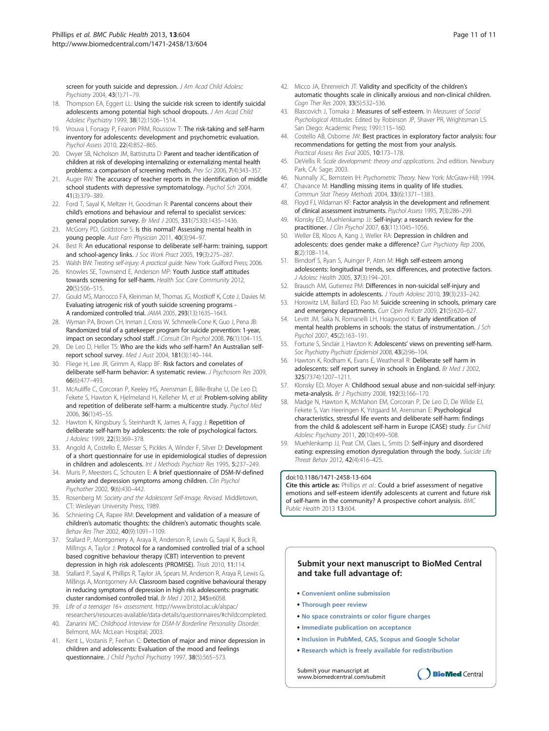screen for youth suicide and depression. *J Am Acad Child Adolesc Psychiatry* 2004, **43**(1):71–79.

18. Thompson EA, Eggert LL: **Using the suicide risk screen to identify suicidal adolescents among potential high school dropouts.** *J Am Acad Child Adolesc Psychiatry* 1999, **38**(12):1506–1514.
19. Vrouva I, Fonagy P, Fearon PRM, Roussow T: **The risk-taking and self-harm inventory for adolescents: development and psychometric evaluation.** *Psychol Assess* 2010, **22**(4):852–865.
20. Dwyer SB, Nicholson JM, Battistutta D: **Parent and teacher identification of children at risk of developing internalizing or externalizing mental health problems: a comparison of screening methods.** *Prev Sci* 2006, **7**(4):343–357.
21. Auger RW: **The accuracy of teacher reports in the identification of middle school students with depressive symptomatology.** *Psychol Sch* 2004, **41**(3):379–389.
22. Ford T, Sayal K, Meltzer H, Goodman R: **Parental concerns about their child's emotions and behaviour and referral to specialist services: general population survey.** *Br Med J* 2005, **331**(7530):1435–1436.
23. McGorry PD, Goldstone S: **Is this normal? Assessing mental health in young people.** *Aust Fam Physician* 2011, **40**(3):94–97.
24. Best R: **An educational response to deliberate self-harm: training, support and school-agency links.** *J Soc Work Pract* 2005, **19**(3):275–287.
25. Walsh BW: *Treating self-injury: A practical guide.* New York: Guilford Press; 2006.
26. Knowles SE, Townsend E, Anderson MP: **Youth Justice staff attitudes towards screening for self-harm.** *Health Soc Care Community* 2012, **20**(5):506–515.
27. Gould MS, Marrocco FA, Kleinman M, Thomas JG, Mostkoff K, Cote J, Davies M: **Evaluating iatrogenic risk of youth suicide screening programs - A randomized controlled trial.** *JAMA* 2005, **293**(13):1635–1643.
28. Wyman PA, Brown CH, Inman J, Cross W, Schmeelk-Cone K, Guo J, Pena JB: **Randomized trial of a gatekeeper program for suicide prevention: 1-year, impact on secondary school staff.** *J Consult Clin Psychol* 2008, **76**(1):104–115.
29. De Leo D, Heller TS: **Who are the kids who self-harm? An Australian self-report school survey.** *Med J Aust* 2004, **181**(3):140–144.
30. Fliege H, Lee JR, Grimm A, Klapp BF: **Risk factors and correlates of deliberate self-harm behavior: A systematic review.** *J Psychosom Res* 2009, **66**(6):477–493.
31. McAuliffe C, Corcoran P, Keeley HS, Arensman E, Bille-Brahe U, De Leo D, Fekete S, Hawton K, Hjelmeland H, Kelleher M, *et al*: **Problem-solving ability and repetition of deliberate self-harm: a multicentre study.** *Psychol Med* 2006, **36**(1):45–55.
32. Hawton K, Kingsbury S, Steinhardt K, James A, Fagg J: **Repetition of deliberate self-harm by adolescents: the role of psychological factors.** *J Adolesc* 1999, **22**(3):369–378.
33. Angold A, Costello E, Messer S, Pickles A, Winder F, Silver D: **Development of a short questionnaire for use in epidemiological studies of depression in children and adolescents.** *Int J Methods Psychiatr Res* 1995, **5**:237–249.
34. Muris P, Meesters C, Schouten E: **A brief questionnaire of DSM-IV-defined anxiety and depression symptoms among children.** *Clin Psychol Psychother* 2002, **9**(6):430–442.
35. Rosenberg M: *Society and the Adolescent Self-Image. Revised.* Middletown, CT: Wesleyan University Press; 1989.
36. Schniering CA, Rapee RM: **Development and validation of a measure of children's automatic thoughts: the children's automatic thoughts scale.** *Behav Res Ther* 2002, **40**(9):1091–1109.
37. Stallard P, Montgomery A, Araya R, Anderson R, Lewis G, Sayal K, Buck R, Millings A, Taylor J: **Protocol for a randomised controlled trial of a school based cognitive behaviour therapy (CBT) intervention to prevent depression in high risk adolescents (PROMISE).** *Trials* 2010, **11**:114.
38. Stallard P, Sayal K, Phillips R, Taylor JA, Spears M, Anderson R, Araya R, Lewis G, Millings A, Montgomery AA: **Classroom based cognitive behavioural therapy in reducing symptoms of depression in high risk adolescents: pragmatic cluster randomised controlled trial.** *Br Med J* 2012, **345**:e6058.
39. *Life of a teenager 16+ assessment.* http://www.bristol.ac.uk/alspac/researchers/resources-available/data-details/questionnaires/#childcompleted.
40. Zanarini MC: *Childhood Interview for DSM-IV Borderline Personality Disorder.* Belmont, MA: McLean Hospital; 2003.
41. Kent L, Vostanis P, Feehan C: **Detection of major and minor depression in children and adolescents: Evaluation of the mood and feelings questionnaire.** *J Child Psychol Psychiatry* 1997, **38**(5):565–573.
42. Micco JA, Ehrenreich JT: **Validity and specificity of the children's automatic thoughts scale in clinically anxious and non-clinical children.** *Cogn Ther Res* 2009, **33**(5):532–536.
43. Blascovich J, Tomaka J: **Measures of self-esteem.** In *Measures of Social Psychological Attitudes.* Edited by Robinson JP, Shaver PR, Wrightsman LS. San Diego: Academic Press; 1991:115–160.
44. Costello AB, Osborne JW: **Best practices in exploratory factor analysis: four recommendations for getting the most from your analysis.** *Practical Assess Res Eval* 2005, **10**:173–178.
45. DeVellis R: *Scale development: theory and applications.* 2nd edition. Newbury Park, CA: Sage; 2003.
46. Nunnally JC, Bernstein IH: *Psychometric Theory.* New York: McGraw-Hill; 1994.
47. Chavance M: **Handling missing items in quality of life studies.** *Commun Stat Theory Methods* 2004, **33**(6):1371–1383.
48. Floyd FJ, Widaman KF: **Factor analysis in the development and refinement of clinical assessment instruments.** *Psychol Assess* 1995, **7**(3):286–299.
49. Klonsky ED, Muehlenkamp JJ: **Self-injury: a research review for the practitioner.** *J Clin Psychol* 2007, **63**(11):1045–1056.
50. Weller EB, Kloos A, Kang J, Weller RA: **Depression in children and adolescents: does gender make a difference?** *Curr Psychiatry Rep* 2006, **8**(2):108–114.
51. Birndorf S, Ryan S, Auinger P, Aten M: **High self-esteem among adolescents: longitudinal trends, sex differences, and protective factors.** *J Adolesc Health* 2005, **37**(3):194–201.
52. Brausch AM, Gutierrez PM: **Differences in non-suicidal self-injury and suicide attempts in adolescents.** *J Youth Adolesc* 2010, **39**(3):233–242.
53. Horowitz LM, Ballard ED, Pao M: **Suicide screening in schools, primary care and emergency departments.** *Curr Opin Pediatr* 2009, **21**(5):620–627.
54. Levitt JM, Saka N, Romanelli LH, Hoagwood K: **Early identification of mental health problems in schools: the status of instrumentation.** *J Sch Psychol* 2007, **45**(2):163–191.
55. Fortune S, Sinclair J, Hawton K: **Adolescents' views on preventing self-harm.** *Soc Psychiatry Psychiatr Epidemiol* 2008, **43**(2):96–104.
56. Hawton K, Rodham K, Evans E, Weatherall R: **Deliberate self harm in adolescents: self report survey in schools in England.** *Br Med J* 2002, **325**(7374):1207–1211.
57. Klonsky ED, Moyer A: **Childhood sexual abuse and non-suicidal self-injury: meta-analysis.** *Br J Psychiatry* 2008, **192**(3):166–170.
58. Madge N, Hawton K, McMahon EM, Corcoran P, De Leo D, De Wilde EJ, Fekete S, Van Heeringen K, Ystgaard M, Arensman E: **Psychological characteristics, stressful life events and deliberate self-harm: findings from the child & adolescent self-harm in Europe (CASE) study.** *Eur Child Adolesc Psychiatry* 2011, **20**(10):499–508.
59. Muehlenkamp JJ, Peat CM, Claes L, Smits D: **Self-injury and disordered eating: expressing emotion dysregulation through the body.** *Suicide Life Threat Behav* 2012, **42**(4):416–425.

doi:10.1186/1471-2458-13-604

**Cite this article as:** Phillips *et al.*: Could a brief assessment of negative emotions and self-esteem identify adolescents at current and future risk of self-harm in the community? A prospective cohort analysis. *BMC Public Health* 2013 **13**:604.

**Submit your next manuscript to BioMed Central and take full advantage of:**

- **Convenient online submission**
- **Thorough peer review**
- **No space constraints or color figure charges**
- **Immediate publication on acceptance**
- **Inclusion in PubMed, CAS, Scopus and Google Scholar**
- **Research which is freely available for redistribution**

Submit your manuscript at
www.biomedcentral.com/submit

BioMed Central